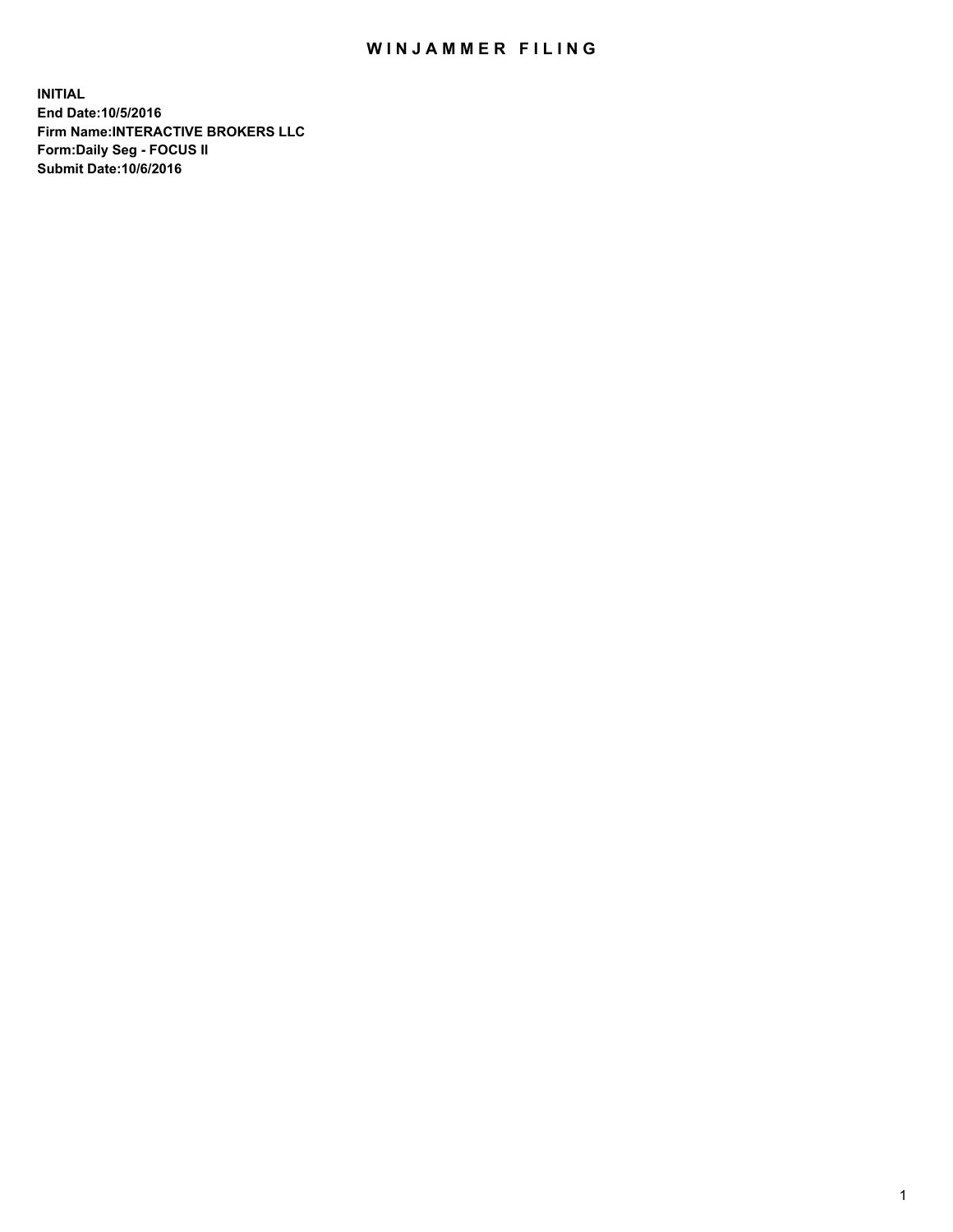# WINJAMMER FILING

**INITIAL**
**End Date:10/5/2016**
**Firm Name:INTERACTIVE BROKERS LLC**
**Form:Daily Seg - FOCUS II**
**Submit Date:10/6/2016**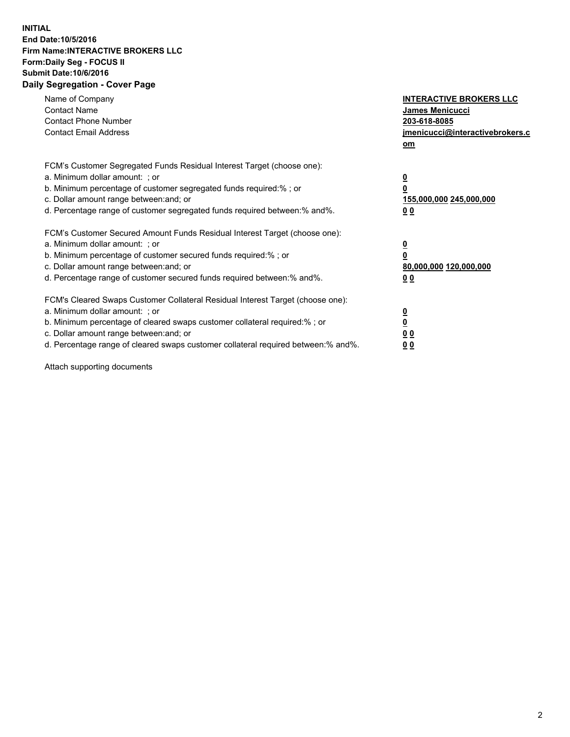**INITIAL**
**End Date:10/5/2016**
**Firm Name:INTERACTIVE BROKERS LLC**
**Form:Daily Seg - FOCUS II**
**Submit Date:10/6/2016**
**Daily Segregation - Cover Page**

| | |
|---|---|
| Name of Company | **INTERACTIVE BROKERS LLC** |
| Contact Name | **James Menicucci** |
| Contact Phone Number | **203-618-8085** |
| Contact Email Address | **jmenicucci@interactivebrokers.com** |

FCM's Customer Segregated Funds Residual Interest Target (choose one):

| | |
|---|---|
| a. Minimum dollar amount: ; or | **0** |
| b. Minimum percentage of customer segregated funds required:% ; or | **0** |
| c. Dollar amount range between:and; or | **155,000,000** **245,000,000** |
| d. Percentage range of customer segregated funds required between:% and%. | **0** **0** |

FCM's Customer Secured Amount Funds Residual Interest Target (choose one):

| | |
|---|---|
| a. Minimum dollar amount: ; or | **0** |
| b. Minimum percentage of customer secured funds required:% ; or | **0** |
| c. Dollar amount range between:and; or | **80,000,000** **120,000,000** |
| d. Percentage range of customer secured funds required between:% and%. | **0** **0** |

FCM's Cleared Swaps Customer Collateral Residual Interest Target (choose one):

| | |
|---|---|
| a. Minimum dollar amount: ; or | **0** |
| b. Minimum percentage of cleared swaps customer collateral required:% ; or | **0** |
| c. Dollar amount range between:and; or | **0** **0** |
| d. Percentage range of cleared swaps customer collateral required between:% and%. | **0** **0** |

Attach supporting documents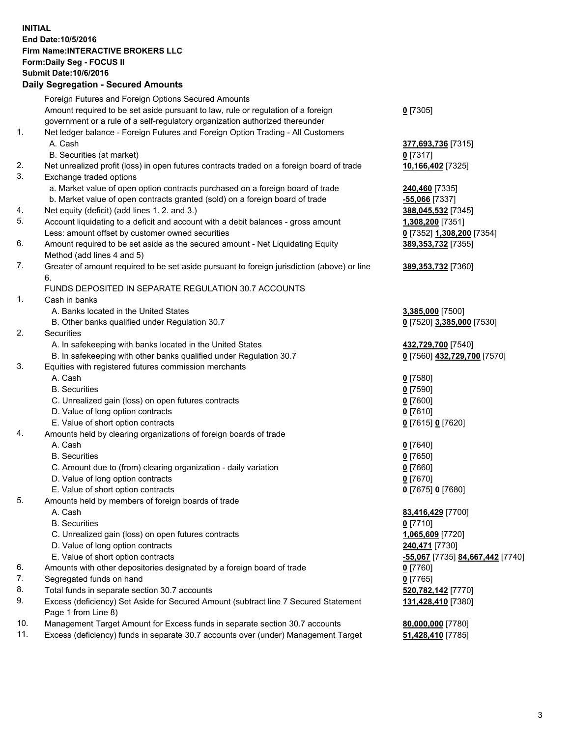**INITIAL**
**End Date:10/5/2016**
**Firm Name:INTERACTIVE BROKERS LLC**
**Form:Daily Seg - FOCUS II**
**Submit Date:10/6/2016**

### Daily Segregation - Secured Amounts

| | | |
|---|---|---|
| | Foreign Futures and Foreign Options Secured Amounts | |
| | Amount required to be set aside pursuant to law, rule or regulation of a foreign government or a rule of a self-regulatory organization authorized thereunder | **0** [7305] |
| 1. | Net ledger balance - Foreign Futures and Foreign Option Trading - All Customers | |
| | A. Cash | **377,693,736** [7315] |
| | B. Securities (at market) | **0** [7317] |
| 2. | Net unrealized profit (loss) in open futures contracts traded on a foreign board of trade | **10,166,402** [7325] |
| 3. | Exchange traded options | |
| | a. Market value of open option contracts purchased on a foreign board of trade | **240,460** [7335] |
| | b. Market value of open contracts granted (sold) on a foreign board of trade | **-55,066** [7337] |
| 4. | Net equity (deficit) (add lines 1. 2. and 3.) | **388,045,532** [7345] |
| 5. | Account liquidating to a deficit and account with a debit balances - gross amount | **1,308,200** [7351] |
| | Less: amount offset by customer owned securities | **0** [7352] **1,308,200** [7354] |
| 6. | Amount required to be set aside as the secured amount - Net Liquidating Equity Method (add lines 4 and 5) | **389,353,732** [7355] |
| 7. | Greater of amount required to be set aside pursuant to foreign jurisdiction (above) or line 6. | **389,353,732** [7360] |
| | FUNDS DEPOSITED IN SEPARATE REGULATION 30.7 ACCOUNTS | |
| 1. | Cash in banks | |
| | A. Banks located in the United States | **3,385,000** [7500] |
| | B. Other banks qualified under Regulation 30.7 | **0** [7520] **3,385,000** [7530] |
| 2. | Securities | |
| | A. In safekeeping with banks located in the United States | **432,729,700** [7540] |
| | B. In safekeeping with other banks qualified under Regulation 30.7 | **0** [7560] **432,729,700** [7570] |
| 3. | Equities with registered futures commission merchants | |
| | A. Cash | **0** [7580] |
| | B. Securities | **0** [7590] |
| | C. Unrealized gain (loss) on open futures contracts | **0** [7600] |
| | D. Value of long option contracts | **0** [7610] |
| | E. Value of short option contracts | **0** [7615] **0** [7620] |
| 4. | Amounts held by clearing organizations of foreign boards of trade | |
| | A. Cash | **0** [7640] |
| | B. Securities | **0** [7650] |
| | C. Amount due to (from) clearing organization - daily variation | **0** [7660] |
| | D. Value of long option contracts | **0** [7670] |
| | E. Value of short option contracts | **0** [7675] **0** [7680] |
| 5. | Amounts held by members of foreign boards of trade | |
| | A. Cash | **83,416,429** [7700] |
| | B. Securities | **0** [7710] |
| | C. Unrealized gain (loss) on open futures contracts | **1,065,609** [7720] |
| | D. Value of long option contracts | **240,471** [7730] |
| | E. Value of short option contracts | **-55,067** [7735] **84,667,442** [7740] |
| 6. | Amounts with other depositories designated by a foreign board of trade | **0** [7760] |
| 7. | Segregated funds on hand | **0** [7765] |
| 8. | Total funds in separate section 30.7 accounts | **520,782,142** [7770] |
| 9. | Excess (deficiency) Set Aside for Secured Amount (subtract line 7 Secured Statement Page 1 from Line 8) | **131,428,410** [7380] |
| 10. | Management Target Amount for Excess funds in separate section 30.7 accounts | **80,000,000** [7780] |
| 11. | Excess (deficiency) funds in separate 30.7 accounts over (under) Management Target | **51,428,410** [7785] |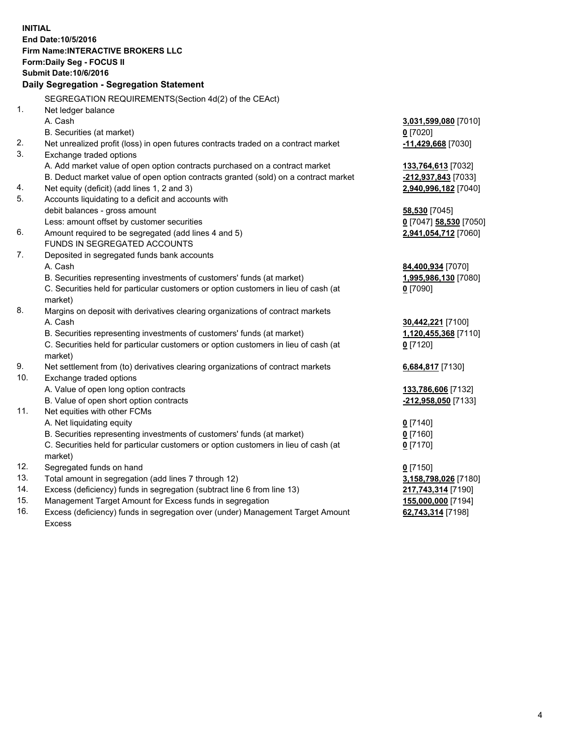**INITIAL**
**End Date:10/5/2016**
**Firm Name:INTERACTIVE BROKERS LLC**
**Form:Daily Seg - FOCUS II**
**Submit Date:10/6/2016**
**Daily Segregation - Segregation Statement**

SEGREGATION REQUIREMENTS(Section 4d(2) of the CEAct)

| | | |
|---|---|---|
| 1. | Net ledger balance | |
| | A. Cash | **3,031,599,080** [7010] |
| | B. Securities (at market) | **0** [7020] |
| 2. | Net unrealized profit (loss) in open futures contracts traded on a contract market | **-11,429,668** [7030] |
| 3. | Exchange traded options | |
| | A. Add market value of open option contracts purchased on a contract market | **133,764,613** [7032] |
| | B. Deduct market value of open option contracts granted (sold) on a contract market | **-212,937,843** [7033] |
| 4. | Net equity (deficit) (add lines 1, 2 and 3) | **2,940,996,182** [7040] |
| 5. | Accounts liquidating to a deficit and accounts with debit balances - gross amount | **58,530** [7045] |
| | Less: amount offset by customer securities | **0** [7047] **58,530** [7050] |
| 6. | Amount required to be segregated (add lines 4 and 5) | **2,941,054,712** [7060] |
| | FUNDS IN SEGREGATED ACCOUNTS | |
| 7. | Deposited in segregated funds bank accounts | |
| | A. Cash | **84,400,934** [7070] |
| | B. Securities representing investments of customers' funds (at market) | **1,995,986,130** [7080] |
| | C. Securities held for particular customers or option customers in lieu of cash (at market) | **0** [7090] |
| 8. | Margins on deposit with derivatives clearing organizations of contract markets | |
| | A. Cash | **30,442,221** [7100] |
| | B. Securities representing investments of customers' funds (at market) | **1,120,455,368** [7110] |
| | C. Securities held for particular customers or option customers in lieu of cash (at market) | **0** [7120] |
| 9. | Net settlement from (to) derivatives clearing organizations of contract markets | **6,684,817** [7130] |
| 10. | Exchange traded options | |
| | A. Value of open long option contracts | **133,786,606** [7132] |
| | B. Value of open short option contracts | **-212,958,050** [7133] |
| 11. | Net equities with other FCMs | |
| | A. Net liquidating equity | **0** [7140] |
| | B. Securities representing investments of customers' funds (at market) | **0** [7160] |
| | C. Securities held for particular customers or option customers in lieu of cash (at market) | **0** [7170] |
| 12. | Segregated funds on hand | **0** [7150] |
| 13. | Total amount in segregation (add lines 7 through 12) | **3,158,798,026** [7180] |
| 14. | Excess (deficiency) funds in segregation (subtract line 6 from line 13) | **217,743,314** [7190] |
| 15. | Management Target Amount for Excess funds in segregation | **155,000,000** [7194] |
| 16. | Excess (deficiency) funds in segregation over (under) Management Target Amount Excess | **62,743,314** [7198] |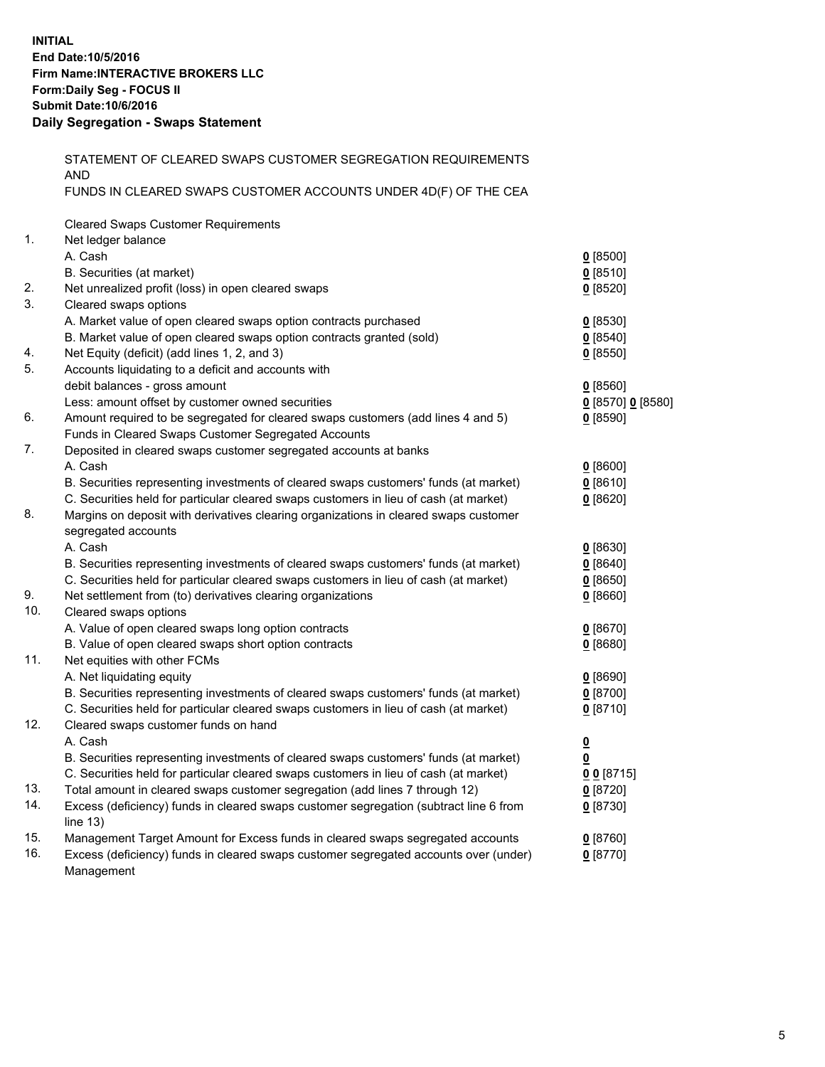**INITIAL**
**End Date:10/5/2016**
**Firm Name:INTERACTIVE BROKERS LLC**
**Form:Daily Seg - FOCUS II**
**Submit Date:10/6/2016**
**Daily Segregation - Swaps Statement**

STATEMENT OF CLEARED SWAPS CUSTOMER SEGREGATION REQUIREMENTS AND FUNDS IN CLEARED SWAPS CUSTOMER ACCOUNTS UNDER 4D(F) OF THE CEA

| | | |
|---|---|---|
| | Cleared Swaps Customer Requirements | |
| 1. | Net ledger balance | |
| | A. Cash | 0 [8500] |
| | B. Securities (at market) | 0 [8510] |
| 2. | Net unrealized profit (loss) in open cleared swaps | 0 [8520] |
| 3. | Cleared swaps options | |
| | A. Market value of open cleared swaps option contracts purchased | 0 [8530] |
| | B. Market value of open cleared swaps option contracts granted (sold) | 0 [8540] |
| 4. | Net Equity (deficit) (add lines 1, 2, and 3) | 0 [8550] |
| 5. | Accounts liquidating to a deficit and accounts with | |
| | debit balances - gross amount | 0 [8560] |
| | Less: amount offset by customer owned securities | 0 [8570] 0 [8580] |
| 6. | Amount required to be segregated for cleared swaps customers (add lines 4 and 5) | 0 [8590] |
| | Funds in Cleared Swaps Customer Segregated Accounts | |
| 7. | Deposited in cleared swaps customer segregated accounts at banks | |
| | A. Cash | 0 [8600] |
| | B. Securities representing investments of cleared swaps customers' funds (at market) | 0 [8610] |
| | C. Securities held for particular cleared swaps customers in lieu of cash (at market) | 0 [8620] |
| 8. | Margins on deposit with derivatives clearing organizations in cleared swaps customer segregated accounts | |
| | A. Cash | 0 [8630] |
| | B. Securities representing investments of cleared swaps customers' funds (at market) | 0 [8640] |
| | C. Securities held for particular cleared swaps customers in lieu of cash (at market) | 0 [8650] |
| 9. | Net settlement from (to) derivatives clearing organizations | 0 [8660] |
| 10. | Cleared swaps options | |
| | A. Value of open cleared swaps long option contracts | 0 [8670] |
| | B. Value of open cleared swaps short option contracts | 0 [8680] |
| 11. | Net equities with other FCMs | |
| | A. Net liquidating equity | 0 [8690] |
| | B. Securities representing investments of cleared swaps customers' funds (at market) | 0 [8700] |
| | C. Securities held for particular cleared swaps customers in lieu of cash (at market) | 0 [8710] |
| 12. | Cleared swaps customer funds on hand | |
| | A. Cash | 0 |
| | B. Securities representing investments of cleared swaps customers' funds (at market) | 0 |
| | C. Securities held for particular cleared swaps customers in lieu of cash (at market) | 0 0 [8715] |
| 13. | Total amount in cleared swaps customer segregation (add lines 7 through 12) | 0 [8720] |
| 14. | Excess (deficiency) funds in cleared swaps customer segregation (subtract line 6 from line 13) | 0 [8730] |
| 15. | Management Target Amount for Excess funds in cleared swaps segregated accounts | 0 [8760] |
| 16. | Excess (deficiency) funds in cleared swaps customer segregated accounts over (under) Management | 0 [8770] |